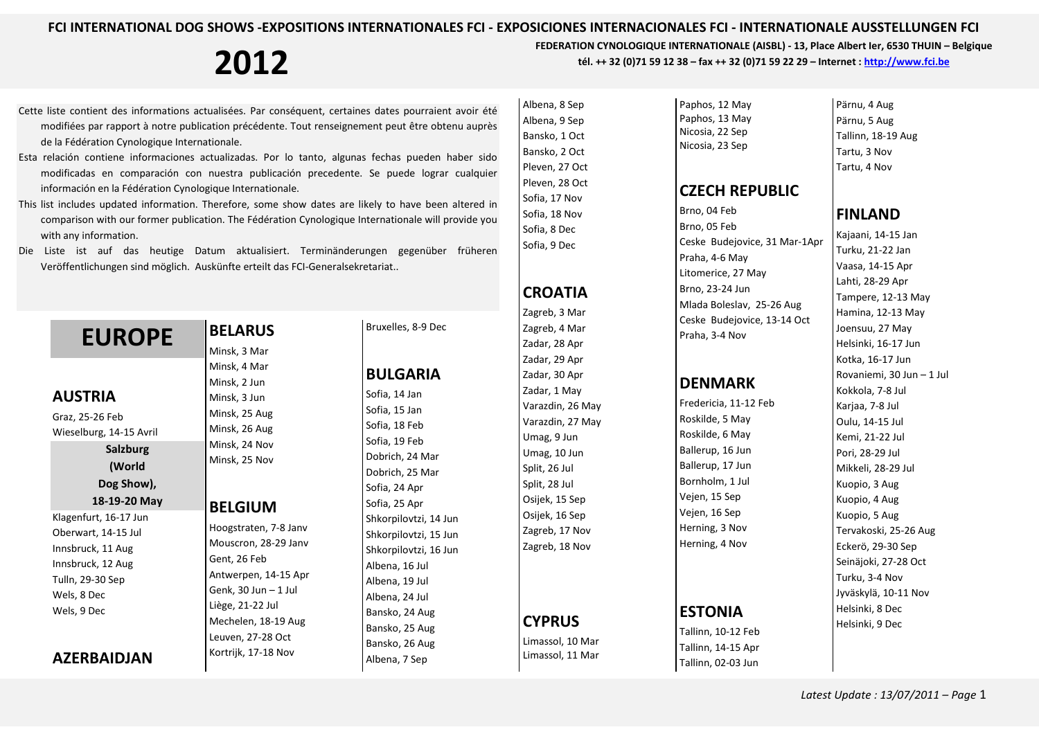# FCI INTERNATIONAL DOG SHOWS -EXPOSITIONS INTERNATIONALES FCI - EXPOSICIONES INTERNACIONALES FCI - INTERNATIONALE AUSSTELLUNGEN FCI

# 2012

**FEDERATION CYNOLOGIQUE INTERNATIONALE (AISBL) - 13, Place Albert Ier, 6530 THUIN – Belgique**
**tél. ++ 32 (0)71 59 12 38 – fax ++ 32 (0)71 59 22 29 – Internet : http://www.fci.be**

Cette liste contient des informations actualisées. Par conséquent, certaines dates pourraient avoir été modifiées par rapport à notre publication précédente. Tout renseignement peut être obtenu auprès de la Fédération Cynologique Internationale.

Esta relación contiene informaciones actualizadas. Por lo tanto, algunas fechas pueden haber sido modificadas en comparación con nuestra publicación precedente. Se puede lograr cualquier información en la Fédération Cynologique Internationale.

This list includes updated information. Therefore, some show dates are likely to have been altered in comparison with our former publication. The Fédération Cynologique Internationale will provide you with any information.

Die Liste ist auf das heutige Datum aktualisiert. Terminänderungen gegenüber früheren Veröffentlichungen sind möglich. Auskünfte erteilt das FCI-Generalsekretariat..

# EUROPE

## AUSTRIA

Graz, 25-26 Feb
Wieselburg, 14-15 Avril
**Salzburg (World Dog Show), 18-19-20 May**
Klagenfurt, 16-17 Jun
Oberwart, 14-15 Jul
Innsbruck, 11 Aug
Innsbruck, 12 Aug
Tulln, 29-30 Sep
Wels, 8 Dec
Wels, 9 Dec

## AZERBAIDJAN

## BELARUS

Minsk, 3 Mar
Minsk, 4 Mar
Minsk, 2 Jun
Minsk, 3 Jun
Minsk, 25 Aug
Minsk, 26 Aug
Minsk, 24 Nov
Minsk, 25 Nov

## BELGIUM

Hoogstraten, 7-8 Janv
Mouscron, 28-29 Janv
Gent, 26 Feb
Antwerpen, 14-15 Apr
Genk, 30 Jun – 1 Jul
Liège, 21-22 Jul
Mechelen, 18-19 Aug
Leuven, 27-28 Oct
Kortrijk, 17-18 Nov
Bruxelles, 8-9 Dec

## BULGARIA

Sofia, 14 Jan
Sofia, 15 Jan
Sofia, 18 Feb
Sofia, 19 Feb
Dobrich, 24 Mar
Dobrich, 25 Mar
Sofia, 24 Apr
Sofia, 25 Apr
Shkorpilovtzi, 14 Jun
Shkorpilovtzi, 15 Jun
Shkorpilovtzi, 16 Jun
Albena, 16 Jul
Albena, 19 Jul
Albena, 24 Jul
Bansko, 24 Aug
Bansko, 25 Aug
Bansko, 26 Aug
Albena, 7 Sep
Albena, 8 Sep
Albena, 9 Sep
Bansko, 1 Oct
Bansko, 2 Oct
Pleven, 27 Oct
Pleven, 28 Oct
Sofia, 17 Nov
Sofia, 18 Nov
Sofia, 8 Dec
Sofia, 9 Dec

## CROATIA

Zagreb, 3 Mar
Zagreb, 4 Mar
Zadar, 28 Apr
Zadar, 29 Apr
Zadar, 30 Apr
Zadar, 1 May
Varazdin, 26 May
Varazdin, 27 May
Umag, 9 Jun
Umag, 10 Jun
Split, 26 Jul
Split, 28 Jul
Osijek, 15 Sep
Osijek, 16 Sep
Zagreb, 17 Nov
Zagreb, 18 Nov

## CYPRUS

Limassol, 10 Mar
Limassol, 11 Mar
Paphos, 12 May
Paphos, 13 May
Nicosia, 22 Sep
Nicosia, 23 Sep

## CZECH REPUBLIC

Brno, 04 Feb
Brno, 05 Feb
Ceske Budejovice, 31 Mar-1Apr
Praha, 4-6 May
Litomerice, 27 May
Brno, 23-24 Jun
Mlada Boleslav, 25-26 Aug
Ceske Budejovice, 13-14 Oct
Praha, 3-4 Nov

## DENMARK

Fredericia, 11-12 Feb
Roskilde, 5 May
Roskilde, 6 May
Ballerup, 16 Jun
Ballerup, 17 Jun
Bornholm, 1 Jul
Vejen, 15 Sep
Vejen, 16 Sep
Herning, 3 Nov
Herning, 4 Nov

## ESTONIA

Tallinn, 10-12 Feb
Tallinn, 14-15 Apr
Tallinn, 02-03 Jun
Pärnu, 4 Aug
Pärnu, 5 Aug
Tallinn, 18-19 Aug
Tartu, 3 Nov
Tartu, 4 Nov

## FINLAND

Kajaani, 14-15 Jan
Turku, 21-22 Jan
Vaasa, 14-15 Apr
Lahti, 28-29 Apr
Tampere, 12-13 May
Hamina, 12-13 May
Joensuu, 27 May
Helsinki, 16-17 Jun
Kotka, 16-17 Jun
Rovaniemi, 30 Jun – 1 Jul
Kokkola, 7-8 Jul
Karjaa, 7-8 Jul
Oulu, 14-15 Jul
Kemi, 21-22 Jul
Pori, 28-29 Jul
Mikkeli, 28-29 Jul
Kuopio, 3 Aug
Kuopio, 4 Aug
Kuopio, 5 Aug
Tervakoski, 25-26 Aug
Eckerö, 29-30 Sep
Seinäjoki, 27-28 Oct
Turku, 3-4 Nov
Jyväskylä, 10-11 Nov
Helsinki, 8 Dec
Helsinki, 9 Dec

*Latest Update : 13/07/2011*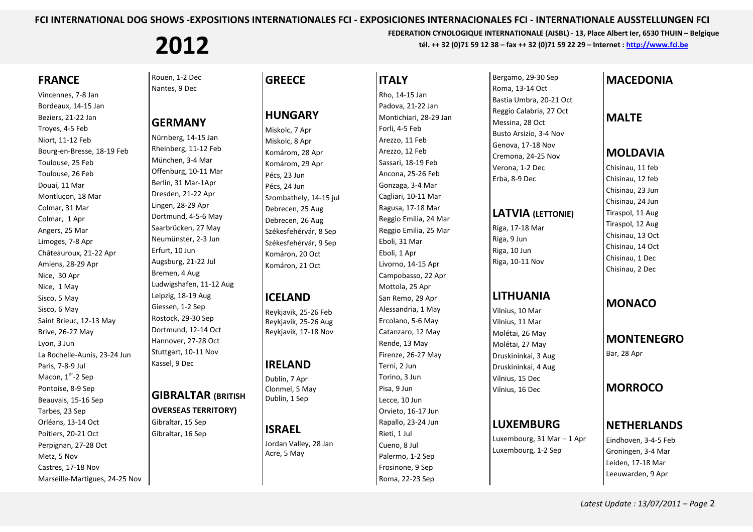FCI INTERNATIONAL DOG SHOWS -EXPOSITIONS INTERNATIONALES FCI - EXPOSICIONES INTERNACIONALES FCI - INTERNATIONALE AUSSTELLUNGEN FCI

# 2012

**FEDERATION CYNOLOGIQUE INTERNATIONALE (AISBL) - 13, Place Albert Ier, 6530 THUIN – Belgique**
**tél. ++ 32 (0)71 59 12 38 – fax ++ 32 (0)71 59 22 29 – Internet : http://www.fci.be**

## FRANCE

Vincennes, 7-8 Jan
Bordeaux, 14-15 Jan
Beziers, 21-22 Jan
Troyes, 4-5 Feb
Niort, 11-12 Feb
Bourg-en-Bresse, 18-19 Feb
Toulouse, 25 Feb
Toulouse, 26 Feb
Douai, 11 Mar
Montluçon, 18 Mar
Colmar, 31 Mar
Colmar, 1 Apr
Angers, 25 Mar
Limoges, 7-8 Apr
Châteauroux, 21-22 Apr
Amiens, 28-29 Apr
Nice, 30 Apr
Nice, 1 May
Sisco, 5 May
Sisco, 6 May
Saint Brieuc, 12-13 May
Brive, 26-27 May
Lyon, 3 Jun
La Rochelle-Aunis, 23-24 Jun
Paris, 7-8-9 Jul
Macon, 1er-2 Sep
Pontoise, 8-9 Sep
Beauvais, 15-16 Sep
Tarbes, 23 Sep
Orléans, 13-14 Oct
Poitiers, 20-21 Oct
Perpignan, 27-28 Oct
Metz, 5 Nov
Castres, 17-18 Nov
Marseille-Martigues, 24-25 Nov
Rouen, 1-2 Dec
Nantes, 9 Dec

## GERMANY

Nürnberg, 14-15 Jan
Rheinberg, 11-12 Feb
München, 3-4 Mar
Offenburg, 10-11 Mar
Berlin, 31 Mar-1Apr
Dresden, 21-22 Apr
Lingen, 28-29 Apr
Dortmund, 4-5-6 May
Saarbrücken, 27 May
Neumünster, 2-3 Jun
Erfurt, 10 Jun
Augsburg, 21-22 Jul
Bremen, 4 Aug
Ludwigshafen, 11-12 Aug
Leipzig, 18-19 Aug
Giessen, 1-2 Sep
Rostock, 29-30 Sep
Dortmund, 12-14 Oct
Hannover, 27-28 Oct
Stuttgart, 10-11 Nov
Kassel, 9 Dec

## GIBRALTAR (BRITISH OVERSEAS TERRITORY)

Gibraltar, 15 Sep
Gibraltar, 16 Sep

## GREECE

## HUNGARY

Miskolc, 7 Apr
Miskolc, 8 Apr
Komárom, 28 Apr
Komárom, 29 Apr
Pécs, 23 Jun
Pécs, 24 Jun
Szombathely, 14-15 jul
Debrecen, 25 Aug
Debrecen, 26 Aug
Székesfehérvár, 8 Sep
Székesfehérvár, 9 Sep
Komáron, 20 Oct
Komáron, 21 Oct

## ICELAND

Reykjavik, 25-26 Feb
Reykjavik, 25-26 Aug
Reykjavik, 17-18 Nov

## IRELAND

Dublin, 7 Apr
Clonmel, 5 May
Dublin, 1 Sep

## ISRAEL

Jordan Valley, 28 Jan
Acre, 5 May

## ITALY

Rho, 14-15 Jan
Padova, 21-22 Jan
Montichiari, 28-29 Jan
Forli, 4-5 Feb
Arezzo, 11 Feb
Arezzo, 12 Feb
Sassari, 18-19 Feb
Ancona, 25-26 Feb
Gonzaga, 3-4 Mar
Cagliari, 10-11 Mar
Ragusa, 17-18 Mar
Reggio Emilia, 24 Mar
Reggio Emilia, 25 Mar
Eboli, 31 Mar
Eboli, 1 Apr
Livorno, 14-15 Apr
Campobasso, 22 Apr
Mottola, 25 Apr
San Remo, 29 Apr
Alessandria, 1 May
Ercolano, 5-6 May
Catanzaro, 12 May
Rende, 13 May
Firenze, 26-27 May
Terni, 2 Jun
Torino, 3 Jun
Pisa, 9 Jun
Lecce, 10 Jun
Orvieto, 16-17 Jun
Rapallo, 23-24 Jun
Rieti, 1 Jul
Cueno, 8 Jul
Palermo, 1-2 Sep
Frosinone, 9 Sep
Roma, 22-23 Sep
Bergamo, 29-30 Sep
Roma, 13-14 Oct
Bastia Umbra, 20-21 Oct
Reggio Calabria, 27 Oct
Messina, 28 Oct
Busto Arsizio, 3-4 Nov
Genova, 17-18 Nov
Cremona, 24-25 Nov
Verona, 1-2 Dec
Erba, 8-9 Dec

## LATVIA (LETTONIE)

Riga, 17-18 Mar
Riga, 9 Jun
Riga, 10 Jun
Riga, 10-11 Nov

## LITHUANIA

Vilnius, 10 Mar
Vilnius, 11 Mar
Molétai, 26 May
Molétai, 27 May
Druskininkai, 3 Aug
Druskininkai, 4 Aug
Vilnius, 15 Dec
Vilnius, 16 Dec

## LUXEMBURG

Luxembourg, 31 Mar – 1 Apr
Luxembourg, 1-2 Sep

## MACEDONIA

## MALTE

## MOLDAVIA

Chisinau, 11 feb
Chisinau, 12 feb
Chisinau, 23 Jun
Chisinau, 24 Jun
Tiraspol, 11 Aug
Tiraspol, 12 Aug
Chisinau, 13 Oct
Chisinau, 14 Oct
Chisinau, 1 Dec
Chisinau, 2 Dec

## MONACO

## MONTENEGRO

Bar, 28 Apr

## MORROCO

## NETHERLANDS

Eindhoven, 3-4-5 Feb
Groningen, 3-4 Mar
Leiden, 17-18 Mar
Leeuwarden, 9 Apr

*Latest Update : 13/07/2011*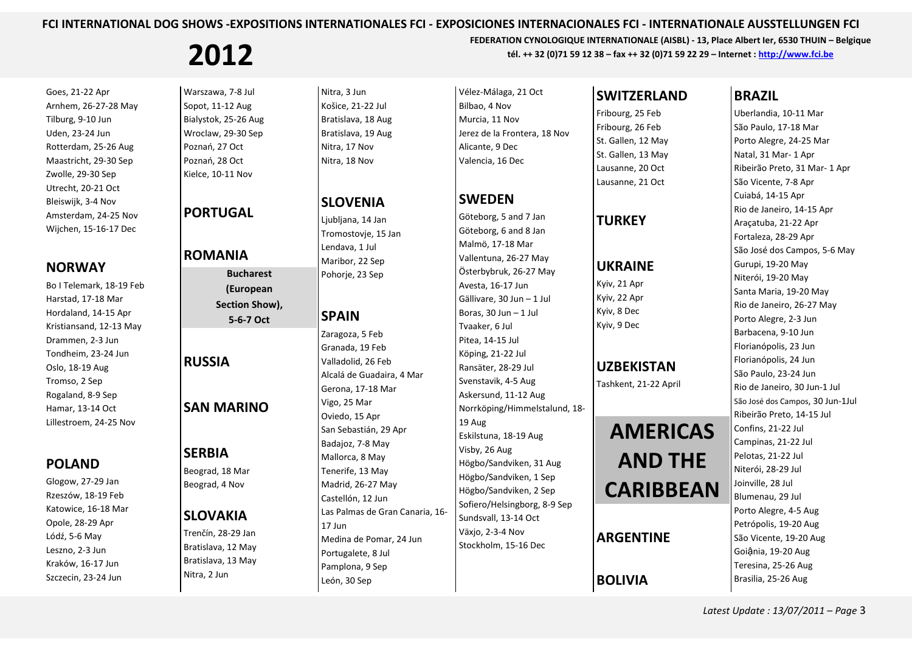FCI INTERNATIONAL DOG SHOWS -EXPOSITIONS INTERNATIONALES FCI - EXPOSICIONES INTERNACIONALES FCI - INTERNATIONALE AUSSTELLUNGEN FCI

# 2012

**FEDERATION CYNOLOGIQUE INTERNATIONALE (AISBL) - 13, Place Albert Ier, 6530 THUIN – Belgique**
**tél. ++ 32 (0)71 59 12 38 – fax ++ 32 (0)71 59 22 29 – Internet : http://www.fci.be**

Goes, 21-22 Apr
Arnhem, 26-27-28 May
Tilburg, 9-10 Jun
Uden, 23-24 Jun
Rotterdam, 25-26 Aug
Maastricht, 29-30 Sep
Zwolle, 29-30 Sep
Utrecht, 20-21 Oct
Bleiswijk, 3-4 Nov
Amsterdam, 24-25 Nov
Wijchen, 15-16-17 Dec

## NORWAY

Bo I Telemark, 18-19 Feb
Harstad, 17-18 Mar
Hordaland, 14-15 Apr
Kristiansand, 12-13 May
Drammen, 2-3 Jun
Tondheim, 23-24 Jun
Oslo, 18-19 Aug
Tromso, 2 Sep
Rogaland, 8-9 Sep
Hamar, 13-14 Oct
Lillestroem, 24-25 Nov

## POLAND

Glogow, 27-29 Jan
Rzeszów, 18-19 Feb
Katowice, 16-18 Mar
Opole, 28-29 Apr
Lódź, 5-6 May
Leszno, 2-3 Jun
Kraków, 16-17 Jun
Szczecin, 23-24 Jun
Warszawa, 7-8 Jul
Sopot, 11-12 Aug
Bialystok, 25-26 Aug
Wroclaw, 29-30 Sep
Poznań, 27 Oct
Poznań, 28 Oct
Kielce, 10-11 Nov

## PORTUGAL

## ROMANIA

**Bucharest (European Section Show), 5-6-7 Oct**

## RUSSIA

## SAN MARINO

## SERBIA

Beograd, 18 Mar
Beograd, 4 Nov

## SLOVAKIA

Trenčín, 28-29 Jan
Bratislava, 12 May
Bratislava, 13 May
Nitra, 2 Jun
Nitra, 3 Jun
Košice, 21-22 Jul
Bratislava, 18 Aug
Bratislava, 19 Aug
Nitra, 17 Nov
Nitra, 18 Nov

## SLOVENIA

Ljubljana, 14 Jan
Tromostovje, 15 Jan
Lendava, 1 Jul
Maribor, 22 Sep
Pohorje, 23 Sep

## SPAIN

Zaragoza, 5 Feb
Granada, 19 Feb
Valladolid, 26 Feb
Alcalá de Guadaira, 4 Mar
Gerona, 17-18 Mar
Vigo, 25 Mar
Oviedo, 15 Apr
San Sebastián, 29 Apr
Badajoz, 7-8 May
Mallorca, 8 May
Tenerife, 13 May
Madrid, 26-27 May
Castellón, 12 Jun
Las Palmas de Gran Canaria, 16-17 Jun
Medina de Pomar, 24 Jun
Portugalete, 8 Jul
Pamplona, 9 Sep
León, 30 Sep
Vélez-Málaga, 21 Oct
Bilbao, 4 Nov
Murcia, 11 Nov
Jerez de la Frontera, 18 Nov
Alicante, 9 Dec
Valencia, 16 Dec

## SWEDEN

Göteborg, 5 and 7 Jan
Göteborg, 6 and 8 Jan
Malmö, 17-18 Mar
Vallentuna, 26-27 May
Österbybruk, 26-27 May
Avesta, 16-17 Jun
Gällivare, 30 Jun – 1 Jul
Boras, 30 Jun – 1 Jul
Tvaaker, 6 Jul
Pitea, 14-15 Jul
Köping, 21-22 Jul
Ransäter, 28-29 Jul
Svenstavik, 4-5 Aug
Askersund, 11-12 Aug
Norrköping/Himmelstalund, 18-19 Aug
Eskilstuna, 18-19 Aug
Visby, 26 Aug
Högbo/Sandviken, 31 Aug
Högbo/Sandviken, 1 Sep
Högbo/Sandviken, 2 Sep
Sofiero/Helsingborg, 8-9 Sep
Sundsvall, 13-14 Oct
Växjo, 2-3-4 Nov
Stockholm, 15-16 Dec

## SWITZERLAND

Fribourg, 25 Feb
Fribourg, 26 Feb
St. Gallen, 12 May
St. Gallen, 13 May
Lausanne, 20 Oct
Lausanne, 21 Oct

## TURKEY

## UKRAINE

Kyiv, 21 Apr
Kyiv, 22 Apr
Kyiv, 8 Dec
Kyiv, 9 Dec

## UZBEKISTAN

Tashkent, 21-22 April

# AMERICAS AND THE CARIBBEAN

## ARGENTINE

## BOLIVIA

## BRAZIL

Uberlandia, 10-11 Mar
São Paulo, 17-18 Mar
Porto Alegre, 24-25 Mar
Natal, 31 Mar- 1 Apr
Ribeirão Preto, 31 Mar- 1 Apr
São Vicente, 7-8 Apr
Cuiabá, 14-15 Apr
Rio de Janeiro, 14-15 Apr
Araçatuba, 21-22 Apr
Fortaleza, 28-29 Apr
São José dos Campos, 5-6 May
Gurupi, 19-20 May
Niterói, 19-20 May
Santa Maria, 19-20 May
Rio de Janeiro, 26-27 May
Porto Alegre, 2-3 Jun
Barbacena, 9-10 Jun
Florianópolis, 23 Jun
Florianópolis, 24 Jun
São Paulo, 23-24 Jun
Rio de Janeiro, 30 Jun-1 Jul
São José dos Campos, 30 Jun-1Jul
Ribeirão Preto, 14-15 Jul
Confins, 21-22 Jul
Campinas, 21-22 Jul
Pelotas, 21-22 Jul
Niterói, 28-29 Jul
Joinville, 28 Jul
Blumenau, 29 Jul
Porto Alegre, 4-5 Aug
Petrópolis, 19-20 Aug
São Vicente, 19-20 Aug
Goiậnia, 19-20 Aug
Teresina, 25-26 Aug
Brasilia, 25-26 Aug

*Latest Update : 13/07/2011*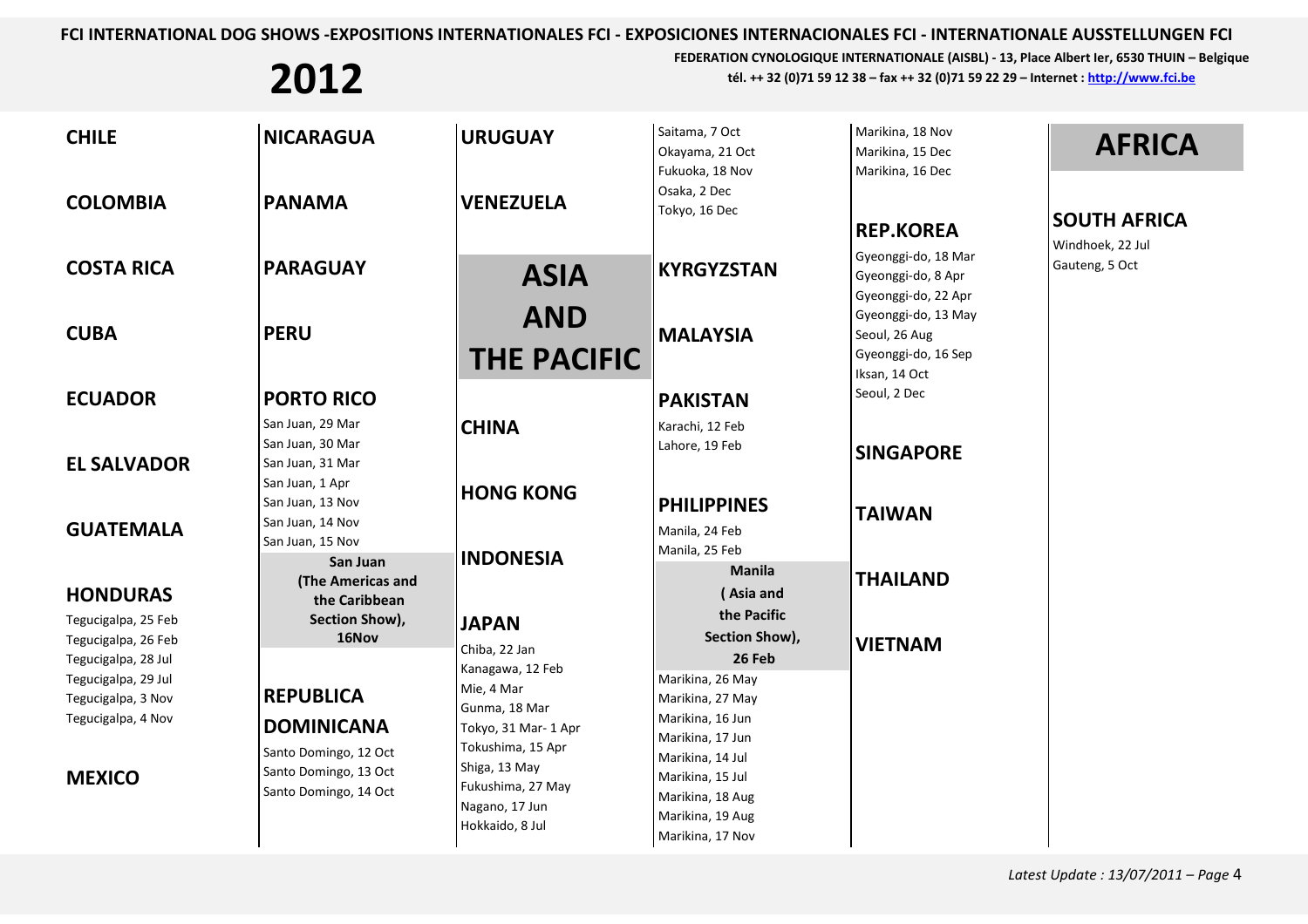FCI INTERNATIONAL DOG SHOWS -EXPOSITIONS INTERNATIONALES FCI - EXPOSICIONES INTERNACIONALES FCI - INTERNATIONALE AUSSTELLUNGEN FCI

# 2012

FEDERATION CYNOLOGIQUE INTERNATIONALE (AISBL) - 13, Place Albert Ier, 6530 THUIN – Belgique
tél. ++ 32 (0)71 59 12 38 – fax ++ 32 (0)71 59 22 29 – Internet : http://www.fci.be

### CHILE

### COLOMBIA

### COSTA RICA

### CUBA

### ECUADOR

### EL SALVADOR

### GUATEMALA

### HONDURAS

Tegucigalpa, 25 Feb
Tegucigalpa, 26 Feb
Tegucigalpa, 28 Jul
Tegucigalpa, 29 Jul
Tegucigalpa, 3 Nov
Tegucigalpa, 4 Nov

### MEXICO

### NICARAGUA

### PANAMA

### PARAGUAY

### PERU

### PORTO RICO

San Juan, 29 Mar
San Juan, 30 Mar
San Juan, 31 Mar
San Juan, 1 Apr
San Juan, 13 Nov
San Juan, 14 Nov
San Juan, 15 Nov
**San Juan (The Americas and the Caribbean Section Show), 16Nov**

### REPUBLICA DOMINICANA

Santo Domingo, 12 Oct
Santo Domingo, 13 Oct
Santo Domingo, 14 Oct

### URUGUAY

### VENEZUELA

## ASIA AND THE PACIFIC

### CHINA

### HONG KONG

### INDONESIA

### JAPAN

Chiba, 22 Jan
Kanagawa, 12 Feb
Mie, 4 Mar
Gunma, 18 Mar
Tokyo, 31 Mar- 1 Apr
Tokushima, 15 Apr
Shiga, 13 May
Fukushima, 27 May
Nagano, 17 Jun
Hokkaido, 8 Jul
Saitama, 7 Oct
Okayama, 21 Oct
Fukuoka, 18 Nov
Osaka, 2 Dec
Tokyo, 16 Dec

### KYRGYZSTAN

### MALAYSIA

### PAKISTAN

Karachi, 12 Feb
Lahore, 19 Feb

### PHILIPPINES

Manila, 24 Feb
Manila, 25 Feb
**Manila ( Asia and the Pacific Section Show), 26 Feb**
Marikina, 26 May
Marikina, 27 May
Marikina, 16 Jun
Marikina, 17 Jun
Marikina, 14 Jul
Marikina, 15 Jul
Marikina, 18 Aug
Marikina, 19 Aug
Marikina, 17 Nov
Marikina, 18 Nov
Marikina, 15 Dec
Marikina, 16 Dec

### REP.KOREA

Gyeonggi-do, 18 Mar
Gyeonggi-do, 8 Apr
Gyeonggi-do, 22 Apr
Gyeonggi-do, 13 May
Seoul, 26 Aug
Gyeonggi-do, 16 Sep
Iksan, 14 Oct
Seoul, 2 Dec

### SINGAPORE

### TAIWAN

### THAILAND

### VIETNAM

## AFRICA

### SOUTH AFRICA

Windhoek, 22 Jul
Gauteng, 5 Oct

*Latest Update : 13/07/2011*